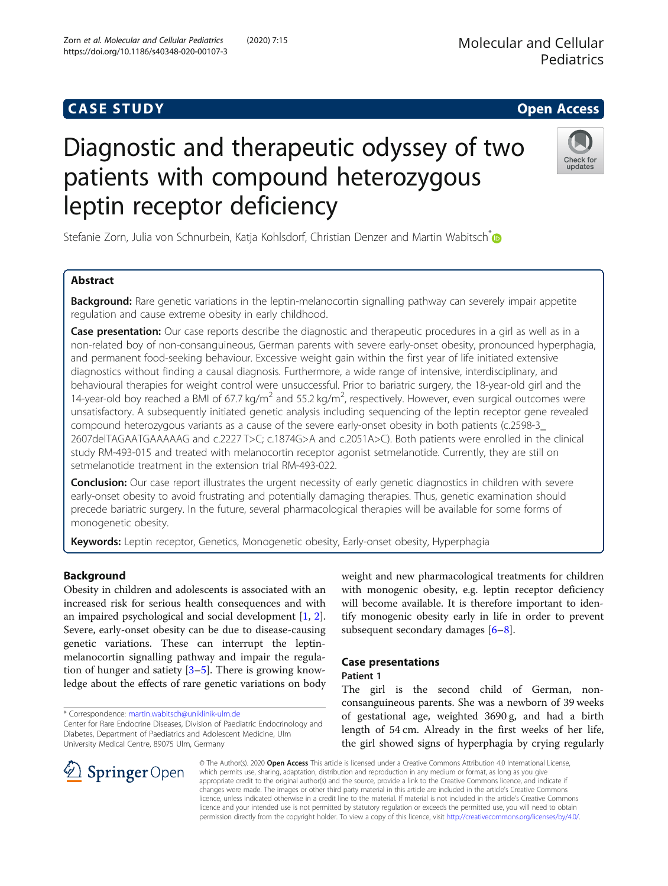CASE STUDY

Open Access

# Diagnostic and therapeutic odyssey of two patients with compound heterozygous leptin receptor deficiency

Stefanie Zorn, Julia von Schnurbein, Katja Kohlsdorf, Christian Denzer and Martin Wabitsch*

## Abstract

**Background:** Rare genetic variations in the leptin-melanocortin signalling pathway can severely impair appetite regulation and cause extreme obesity in early childhood.

**Case presentation:** Our case reports describe the diagnostic and therapeutic procedures in a girl as well as in a non-related boy of non-consanguineous, German parents with severe early-onset obesity, pronounced hyperphagia, and permanent food-seeking behaviour. Excessive weight gain within the first year of life initiated extensive diagnostics without finding a causal diagnosis. Furthermore, a wide range of intensive, interdisciplinary, and behavioural therapies for weight control were unsuccessful. Prior to bariatric surgery, the 18-year-old girl and the 14-year-old boy reached a BMI of 67.7 kg/m$^2$ and 55.2 kg/m$^2$, respectively. However, even surgical outcomes were unsatisfactory. A subsequently initiated genetic analysis including sequencing of the leptin receptor gene revealed compound heterozygous variants as a cause of the severe early-onset obesity in both patients (c.2598-3_2607delTAGAATGAAAAAG and c.2227 T>C; c.1874G>A and c.2051A>C). Both patients were enrolled in the clinical study RM-493-015 and treated with melanocortin receptor agonist setmelanotide. Currently, they are still on setmelanotide treatment in the extension trial RM-493-022.

**Conclusion:** Our case report illustrates the urgent necessity of early genetic diagnostics in children with severe early-onset obesity to avoid frustrating and potentially damaging therapies. Thus, genetic examination should precede bariatric surgery. In the future, several pharmacological therapies will be available for some forms of monogenetic obesity.

**Keywords:** Leptin receptor, Genetics, Monogenetic obesity, Early-onset obesity, Hyperphagia

## Background

Obesity in children and adolescents is associated with an increased risk for serious health consequences and with an impaired psychological and social development [1, 2]. Severe, early-onset obesity can be due to disease-causing genetic variations. These can interrupt the leptin-melanocortin signalling pathway and impair the regulation of hunger and satiety [3–5]. There is growing knowledge about the effects of rare genetic variations on body weight and new pharmacological treatments for children with monogenic obesity, e.g. leptin receptor deficiency will become available. It is therefore important to identify monogenic obesity early in life in order to prevent subsequent secondary damages [6–8].

## Case presentations

### Patient 1

The girl is the second child of German, non-consanguineous parents. She was a newborn of 39 weeks of gestational age, weighted 3690 g, and had a birth length of 54 cm. Already in the first weeks of her life, the girl showed signs of hyperphagia by crying regularly

* Correspondence: martin.wabitsch@uniklinik-ulm.de
Center for Rare Endocrine Diseases, Division of Paediatric Endocrinology and Diabetes, Department of Paediatrics and Adolescent Medicine, Ulm University Medical Centre, 89075 Ulm, Germany

© The Author(s). 2020 **Open Access** This article is licensed under a Creative Commons Attribution 4.0 International License, which permits use, sharing, adaptation, distribution and reproduction in any medium or format, as long as you give appropriate credit to the original author(s) and the source, provide a link to the Creative Commons licence, and indicate if changes were made. The images or other third party material in this article are included in the article's Creative Commons licence, unless indicated otherwise in a credit line to the material. If material is not included in the article's Creative Commons licence and your intended use is not permitted by statutory regulation or exceeds the permitted use, you will need to obtain permission directly from the copyright holder. To view a copy of this licence, visit http://creativecommons.org/licenses/by/4.0/.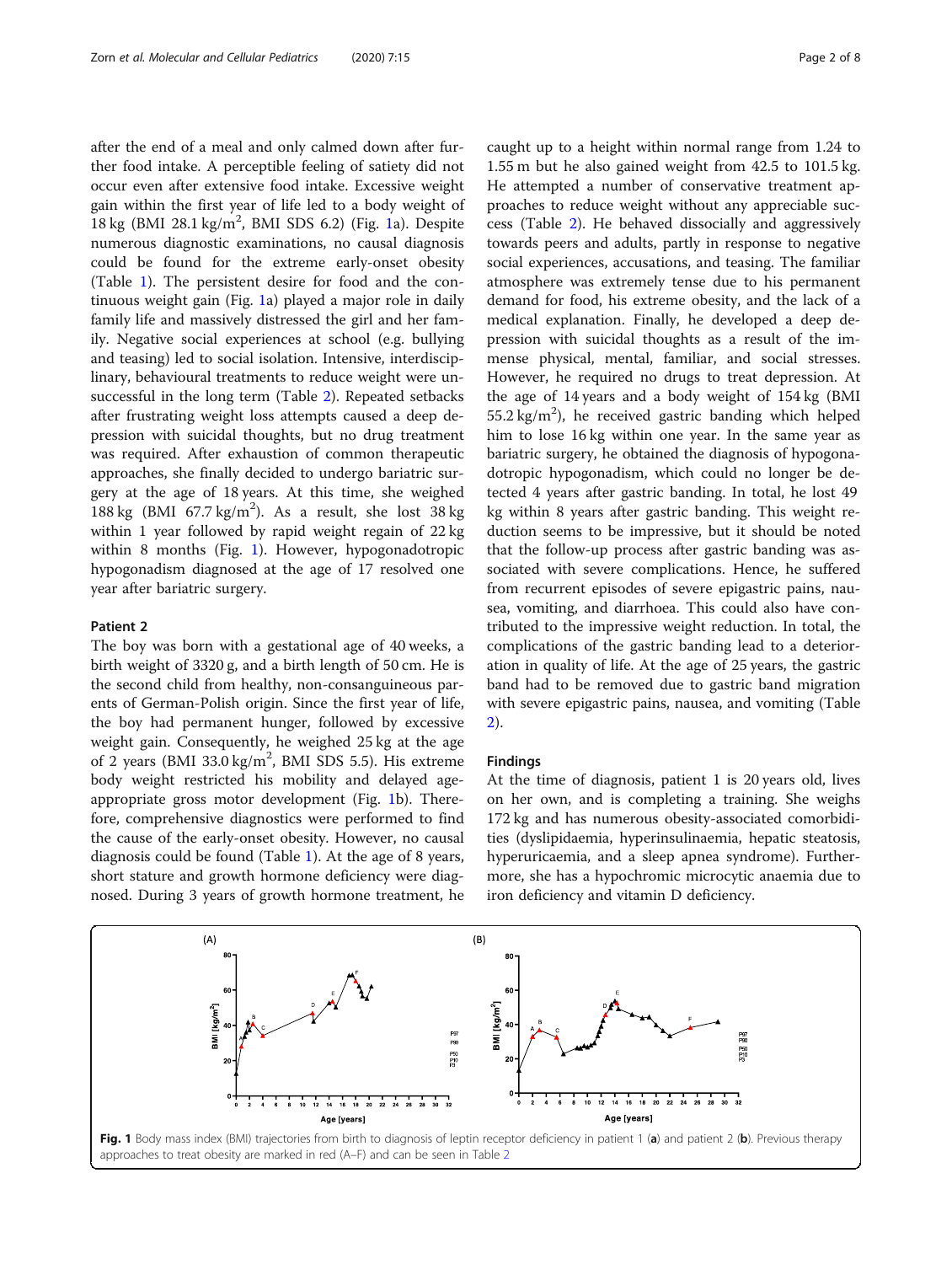after the end of a meal and only calmed down after further food intake. A perceptible feeling of satiety did not occur even after extensive food intake. Excessive weight gain within the first year of life led to a body weight of 18 kg (BMI 28.1 kg/m$^2$, BMI SDS 6.2) (Fig. 1a). Despite numerous diagnostic examinations, no causal diagnosis could be found for the extreme early-onset obesity (Table 1). The persistent desire for food and the continuous weight gain (Fig. 1a) played a major role in daily family life and massively distressed the girl and her family. Negative social experiences at school (e.g. bullying and teasing) led to social isolation. Intensive, interdisciplinary, behavioural treatments to reduce weight were unsuccessful in the long term (Table 2). Repeated setbacks after frustrating weight loss attempts caused a deep depression with suicidal thoughts, but no drug treatment was required. After exhaustion of common therapeutic approaches, she finally decided to undergo bariatric surgery at the age of 18 years. At this time, she weighed 188 kg (BMI 67.7 kg/m$^2$). As a result, she lost 38 kg within 1 year followed by rapid weight regain of 22 kg within 8 months (Fig. 1). However, hypogonadotropic hypogonadism diagnosed at the age of 17 resolved one year after bariatric surgery.

### Patient 2

The boy was born with a gestational age of 40 weeks, a birth weight of 3320 g, and a birth length of 50 cm. He is the second child from healthy, non-consanguineous parents of German-Polish origin. Since the first year of life, the boy had permanent hunger, followed by excessive weight gain. Consequently, he weighed 25 kg at the age of 2 years (BMI 33.0 kg/m$^2$, BMI SDS 5.5). His extreme body weight restricted his mobility and delayed age-appropriate gross motor development (Fig. 1b). Therefore, comprehensive diagnostics were performed to find the cause of the early-onset obesity. However, no causal diagnosis could be found (Table 1). At the age of 8 years, short stature and growth hormone deficiency were diagnosed. During 3 years of growth hormone treatment, he caught up to a height within normal range from 1.24 to 1.55 m but he also gained weight from 42.5 to 101.5 kg. He attempted a number of conservative treatment approaches to reduce weight without any appreciable success (Table 2). He behaved dissocially and aggressively towards peers and adults, partly in response to negative social experiences, accusations, and teasing. The familiar atmosphere was extremely tense due to his permanent demand for food, his extreme obesity, and the lack of a medical explanation. Finally, he developed a deep depression with suicidal thoughts as a result of the immense physical, mental, familiar, and social stresses. However, he required no drugs to treat depression. At the age of 14 years and a body weight of 154 kg (BMI 55.2 kg/m$^2$), he received gastric banding which helped him to lose 16 kg within one year. In the same year as bariatric surgery, he obtained the diagnosis of hypogonadotropic hypogonadism, which could no longer be detected 4 years after gastric banding. In total, he lost 49 kg within 8 years after gastric banding. This weight reduction seems to be impressive, but it should be noted that the follow-up process after gastric banding was associated with severe complications. Hence, he suffered from recurrent episodes of severe epigastric pains, nausea, vomiting, and diarrhoea. This could also have contributed to the impressive weight reduction. In total, the complications of the gastric banding lead to a deterioration in quality of life. At the age of 25 years, the gastric band had to be removed due to gastric band migration with severe epigastric pains, nausea, and vomiting (Table 2).

## Findings

At the time of diagnosis, patient 1 is 20 years old, lives on her own, and is completing a training. She weighs 172 kg and has numerous obesity-associated comorbidities (dyslipidaemia, hyperinsulinaemia, hepatic steatosis, hyperuricaemia, and a sleep apnea syndrome). Furthermore, she has a hypochromic microcytic anaemia due to iron deficiency and vitamin D deficiency.

**Fig. 1** Body mass index (BMI) trajectories from birth to diagnosis of leptin receptor deficiency in patient 1 (**a**) and patient 2 (**b**). Previous therapy approaches to treat obesity are marked in red (A–F) and can be seen in Table 2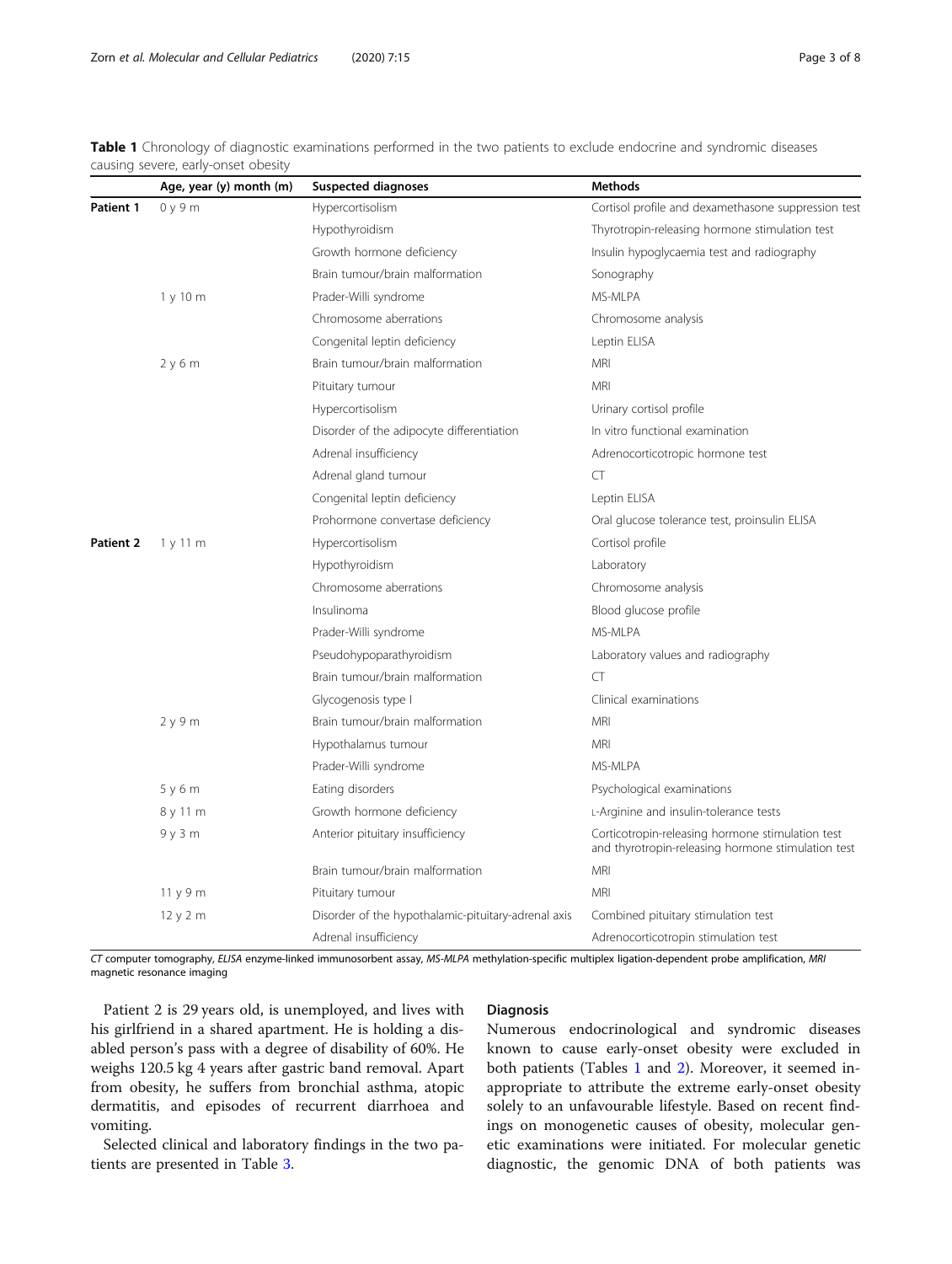**Table 1** Chronology of diagnostic examinations performed in the two patients to exclude endocrine and syndromic diseases causing severe, early-onset obesity

| | Age, year (y) month (m) | Suspected diagnoses | Methods |
|---|---|---|---|
| **Patient 1** | 0 y 9 m | Hypercortisolism | Cortisol profile and dexamethasone suppression test |
| | | Hypothyroidism | Thyrotropin-releasing hormone stimulation test |
| | | Growth hormone deficiency | Insulin hypoglycaemia test and radiography |
| | | Brain tumour/brain malformation | Sonography |
| | 1 y 10 m | Prader-Willi syndrome | MS-MLPA |
| | | Chromosome aberrations | Chromosome analysis |
| | | Congenital leptin deficiency | Leptin ELISA |
| | 2 y 6 m | Brain tumour/brain malformation | MRI |
| | | Pituitary tumour | MRI |
| | | Hypercortisolism | Urinary cortisol profile |
| | | Disorder of the adipocyte differentiation | In vitro functional examination |
| | | Adrenal insufficiency | Adrenocorticotropic hormone test |
| | | Adrenal gland tumour | CT |
| | | Congenital leptin deficiency | Leptin ELISA |
| | | Prohormone convertase deficiency | Oral glucose tolerance test, proinsulin ELISA |
| **Patient 2** | 1 y 11 m | Hypercortisolism | Cortisol profile |
| | | Hypothyroidism | Laboratory |
| | | Chromosome aberrations | Chromosome analysis |
| | | Insulinoma | Blood glucose profile |
| | | Prader-Willi syndrome | MS-MLPA |
| | | Pseudohypoparathyroidism | Laboratory values and radiography |
| | | Brain tumour/brain malformation | CT |
| | | Glycogenosis type I | Clinical examinations |
| | 2 y 9 m | Brain tumour/brain malformation | MRI |
| | | Hypothalamus tumour | MRI |
| | | Prader-Willi syndrome | MS-MLPA |
| | 5 y 6 m | Eating disorders | Psychological examinations |
| | 8 y 11 m | Growth hormone deficiency | L-Arginine and insulin-tolerance tests |
| | 9 y 3 m | Anterior pituitary insufficiency | Corticotropin-releasing hormone stimulation test and thyrotropin-releasing hormone stimulation test |
| | | Brain tumour/brain malformation | MRI |
| | 11 y 9 m | Pituitary tumour | MRI |
| | 12 y 2 m | Disorder of the hypothalamic-pituitary-adrenal axis | Combined pituitary stimulation test |
| | | Adrenal insufficiency | Adrenocorticotropin stimulation test |

*CT* computer tomography, *ELISA* enzyme-linked immunosorbent assay, *MS-MLPA* methylation-specific multiplex ligation-dependent probe amplification, *MRI* magnetic resonance imaging

Patient 2 is 29 years old, is unemployed, and lives with his girlfriend in a shared apartment. He is holding a disabled person's pass with a degree of disability of 60%. He weighs 120.5 kg 4 years after gastric band removal. Apart from obesity, he suffers from bronchial asthma, atopic dermatitis, and episodes of recurrent diarrhoea and vomiting.

Selected clinical and laboratory findings in the two patients are presented in Table 3.

## Diagnosis

Numerous endocrinological and syndromic diseases known to cause early-onset obesity were excluded in both patients (Tables 1 and 2). Moreover, it seemed inappropriate to attribute the extreme early-onset obesity solely to an unfavourable lifestyle. Based on recent findings on monogenetic causes of obesity, molecular genetic examinations were initiated. For molecular genetic diagnostic, the genomic DNA of both patients was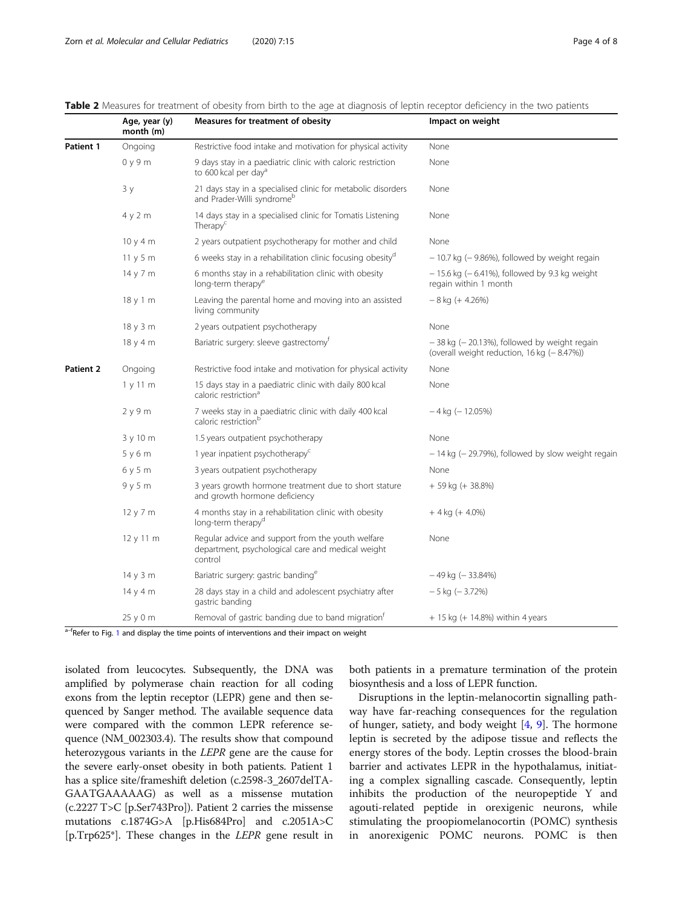**Table 2** Measures for treatment of obesity from birth to the age at diagnosis of leptin receptor deficiency in the two patients

| | Age, year (y) month (m) | Measures for treatment of obesity | Impact on weight |
|---|---|---|---|
| **Patient 1** | Ongoing | Restrictive food intake and motivation for physical activity | None |
| | 0 y 9 m | 9 days stay in a paediatric clinic with caloric restriction to 600 kcal per day[a] | None |
| | 3 y | 21 days stay in a specialised clinic for metabolic disorders and Prader-Willi syndrome[b] | None |
| | 4 y 2 m | 14 days stay in a specialised clinic for Tomatis Listening Therapy[c] | None |
| | 10 y 4 m | 2 years outpatient psychotherapy for mother and child | None |
| | 11 y 5 m | 6 weeks stay in a rehabilitation clinic focusing obesity[d] | − 10.7 kg (− 9.86%), followed by weight regain |
| | 14 y 7 m | 6 months stay in a rehabilitation clinic with obesity long-term therapy[e] | − 15.6 kg (− 6.41%), followed by 9.3 kg weight regain within 1 month |
| | 18 y 1 m | Leaving the parental home and moving into an assisted living community | − 8 kg (+ 4.26%) |
| | 18 y 3 m | 2 years outpatient psychotherapy | None |
| | 18 y 4 m | Bariatric surgery: sleeve gastrectomy[f] | − 38 kg (− 20.13%), followed by weight regain (overall weight reduction, 16 kg (− 8.47%)) |
| **Patient 2** | Ongoing | Restrictive food intake and motivation for physical activity | None |
| | 1 y 11 m | 15 days stay in a paediatric clinic with daily 800 kcal caloric restriction[a] | None |
| | 2 y 9 m | 7 weeks stay in a paediatric clinic with daily 400 kcal caloric restriction[b] | − 4 kg (− 12.05%) |
| | 3 y 10 m | 1.5 years outpatient psychotherapy | None |
| | 5 y 6 m | 1 year inpatient psychotherapy[c] | − 14 kg (− 29.79%), followed by slow weight regain |
| | 6 y 5 m | 3 years outpatient psychotherapy | None |
| | 9 y 5 m | 3 years growth hormone treatment due to short stature and growth hormone deficiency | + 59 kg (+ 38.8%) |
| | 12 y 7 m | 4 months stay in a rehabilitation clinic with obesity long-term therapy[d] | + 4 kg (+ 4.0%) |
| | 12 y 11 m | Regular advice and support from the youth welfare department, psychological care and medical weight control | None |
| | 14 y 3 m | Bariatric surgery: gastric banding[e] | − 49 kg (− 33.84%) |
| | 14 y 4 m | 28 days stay in a child and adolescent psychiatry after gastric banding | − 5 kg (− 3.72%) |
| | 25 y 0 m | Removal of gastric banding due to band migration[f] | + 15 kg (+ 14.8%) within 4 years |

[a–f]Refer to Fig. 1 and display the time points of interventions and their impact on weight

isolated from leucocytes. Subsequently, the DNA was amplified by polymerase chain reaction for all coding exons from the leptin receptor (LEPR) gene and then sequenced by Sanger method. The available sequence data were compared with the common LEPR reference sequence (NM_002303.4). The results show that compound heterozygous variants in the *LEPR* gene are the cause for the severe early-onset obesity in both patients. Patient 1 has a splice site/frameshift deletion (c.2598-3_2607delTAGAATGAAAAAG) as well as a missense mutation (c.2227 T>C [p.Ser743Pro]). Patient 2 carries the missense mutations c.1874G>A [p.His684Pro] and c.2051A>C [p.Trp625*]. These changes in the *LEPR* gene result in both patients in a premature termination of the protein biosynthesis and a loss of LEPR function.

Disruptions in the leptin-melanocortin signalling pathway have far-reaching consequences for the regulation of hunger, satiety, and body weight [4, 9]. The hormone leptin is secreted by the adipose tissue and reflects the energy stores of the body. Leptin crosses the blood-brain barrier and activates LEPR in the hypothalamus, initiating a complex signalling cascade. Consequently, leptin inhibits the production of the neuropeptide Y and agouti-related peptide in orexigenic neurons, while stimulating the proopiomelanocortin (POMC) synthesis in anorexigenic POMC neurons. POMC is then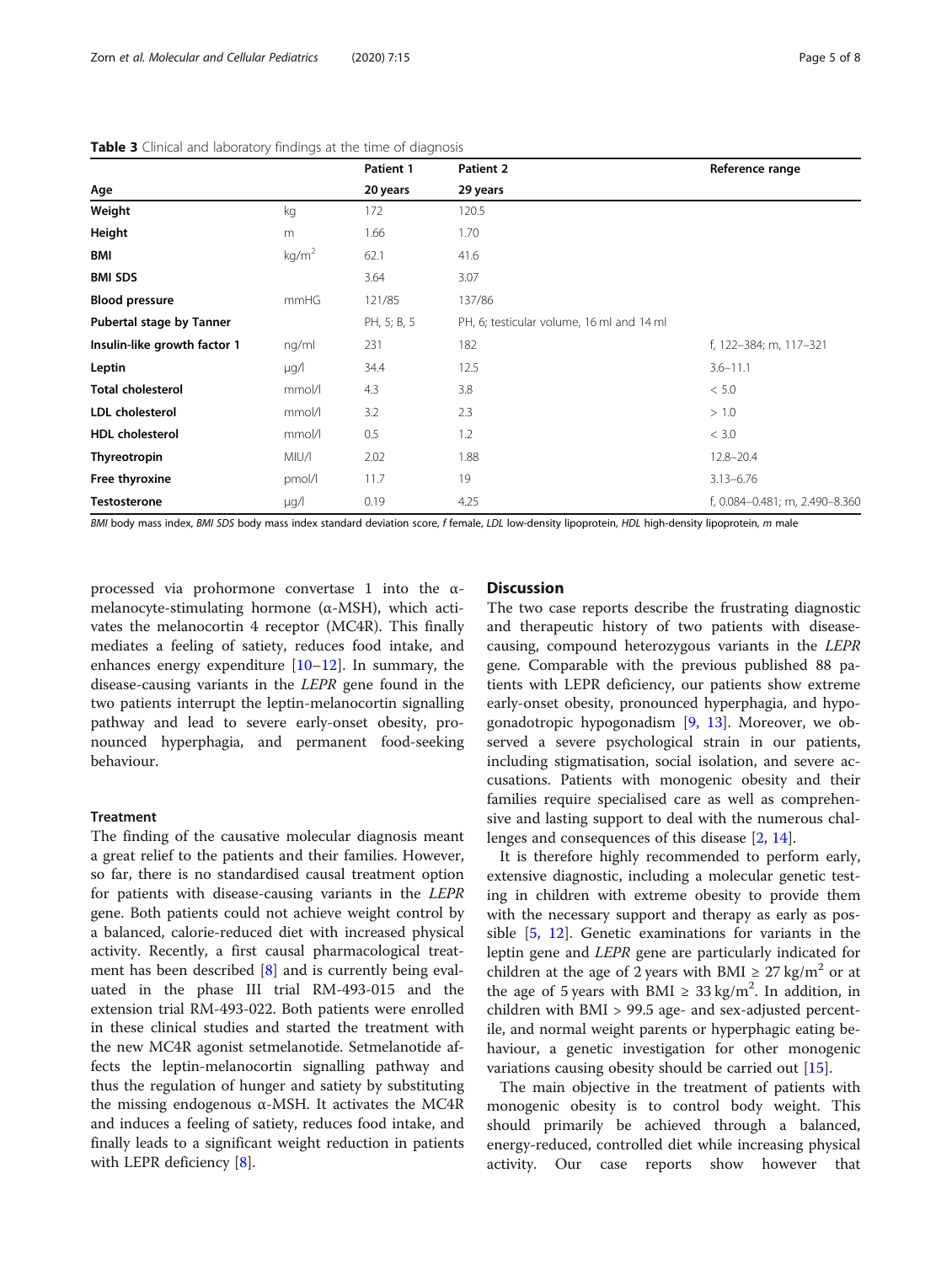**Table 3** Clinical and laboratory findings at the time of diagnosis

| Age | | Patient 1<br>20 years | Patient 2<br>29 years | Reference range |
|---|---|---|---|---|
| **Weight** | kg | 172 | 120.5 | |
| **Height** | m | 1.66 | 1.70 | |
| **BMI** | kg/m$^2$ | 62.1 | 41.6 | |
| **BMI SDS** | | 3.64 | 3.07 | |
| **Blood pressure** | mmHG | 121/85 | 137/86 | |
| **Pubertal stage by Tanner** | | PH, 5; B, 5 | PH, 6; testicular volume, 16 ml and 14 ml | |
| **Insulin-like growth factor 1** | ng/ml | 231 | 182 | f, 122–384; m, 117–321 |
| **Leptin** | μg/l | 34.4 | 12.5 | 3.6–11.1 |
| **Total cholesterol** | mmol/l | 4.3 | 3.8 | < 5.0 |
| **LDL cholesterol** | mmol/l | 3.2 | 2.3 | > 1.0 |
| **HDL cholesterol** | mmol/l | 0.5 | 1.2 | < 3.0 |
| **Thyreotropin** | MIU/l | 2.02 | 1.88 | 12.8–20.4 |
| **Free thyroxine** | pmol/l | 11.7 | 19 | 3.13–6.76 |
| **Testosterone** | μg/l | 0.19 | 4.25 | f, 0.084–0.481; m, 2.490–8.360 |

*BMI* body mass index, *BMI SDS* body mass index standard deviation score, *f* female, *LDL* low-density lipoprotein, *HDL* high-density lipoprotein, *m* male

processed via prohormone convertase 1 into the α-melanocyte-stimulating hormone (α-MSH), which activates the melanocortin 4 receptor (MC4R). This finally mediates a feeling of satiety, reduces food intake, and enhances energy expenditure [10–12]. In summary, the disease-causing variants in the *LEPR* gene found in the two patients interrupt the leptin-melanocortin signalling pathway and lead to severe early-onset obesity, pronounced hyperphagia, and permanent food-seeking behaviour.

### Treatment

The finding of the causative molecular diagnosis meant a great relief to the patients and their families. However, so far, there is no standardised causal treatment option for patients with disease-causing variants in the *LEPR* gene. Both patients could not achieve weight control by a balanced, calorie-reduced diet with increased physical activity. Recently, a first causal pharmacological treatment has been described [8] and is currently being evaluated in the phase III trial RM-493-015 and the extension trial RM-493-022. Both patients were enrolled in these clinical studies and started the treatment with the new MC4R agonist setmelanotide. Setmelanotide affects the leptin-melanocortin signalling pathway and thus the regulation of hunger and satiety by substituting the missing endogenous α-MSH. It activates the MC4R and induces a feeling of satiety, reduces food intake, and finally leads to a significant weight reduction in patients with LEPR deficiency [8].

## Discussion

The two case reports describe the frustrating diagnostic and therapeutic history of two patients with disease-causing, compound heterozygous variants in the *LEPR* gene. Comparable with the previous published 88 patients with LEPR deficiency, our patients show extreme early-onset obesity, pronounced hyperphagia, and hypogonadotropic hypogonadism [9, 13]. Moreover, we observed a severe psychological strain in our patients, including stigmatisation, social isolation, and severe accusations. Patients with monogenic obesity and their families require specialised care as well as comprehensive and lasting support to deal with the numerous challenges and consequences of this disease [2, 14].

It is therefore highly recommended to perform early, extensive diagnostic, including a molecular genetic testing in children with extreme obesity to provide them with the necessary support and therapy as early as possible [5, 12]. Genetic examinations for variants in the leptin gene and *LEPR* gene are particularly indicated for children at the age of 2 years with BMI ≥ 27 kg/m$^2$ or at the age of 5 years with BMI ≥ 33 kg/m$^2$. In addition, in children with BMI > 99.5 age- and sex-adjusted percentile, and normal weight parents or hyperphagic eating behaviour, a genetic investigation for other monogenic variations causing obesity should be carried out [15].

The main objective in the treatment of patients with monogenic obesity is to control body weight. This should primarily be achieved through a balanced, energy-reduced, controlled diet while increasing physical activity. Our case reports show however that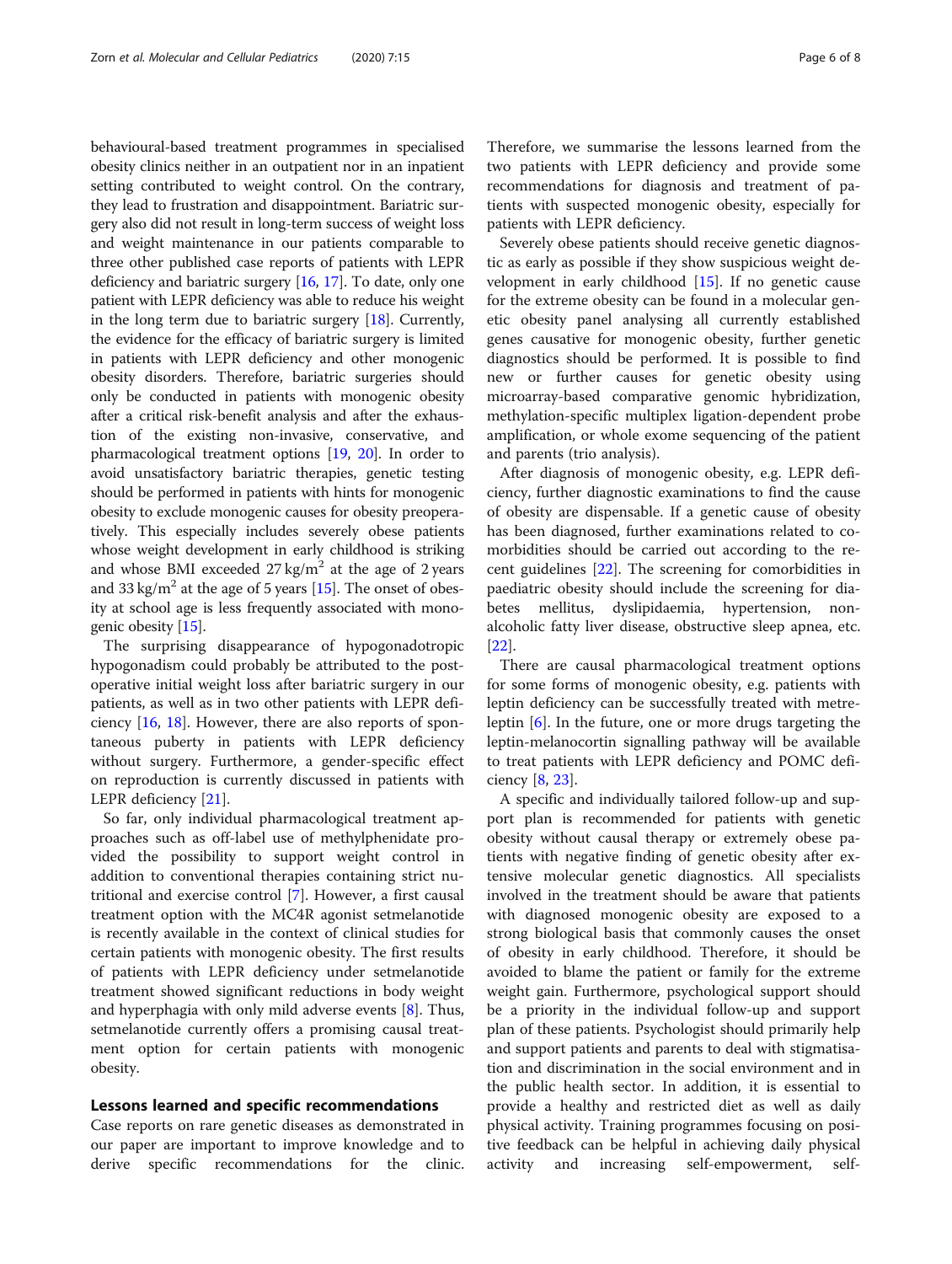behavioural-based treatment programmes in specialised obesity clinics neither in an outpatient nor in an inpatient setting contributed to weight control. On the contrary, they lead to frustration and disappointment. Bariatric surgery also did not result in long-term success of weight loss and weight maintenance in our patients comparable to three other published case reports of patients with LEPR deficiency and bariatric surgery [16, 17]. To date, only one patient with LEPR deficiency was able to reduce his weight in the long term due to bariatric surgery [18]. Currently, the evidence for the efficacy of bariatric surgery is limited in patients with LEPR deficiency and other monogenic obesity disorders. Therefore, bariatric surgeries should only be conducted in patients with monogenic obesity after a critical risk-benefit analysis and after the exhaustion of the existing non-invasive, conservative, and pharmacological treatment options [19, 20]. In order to avoid unsatisfactory bariatric therapies, genetic testing should be performed in patients with hints for monogenic obesity to exclude monogenic causes for obesity preoperatively. This especially includes severely obese patients whose weight development in early childhood is striking and whose BMI exceeded 27 kg/m$^2$ at the age of 2 years and 33 kg/m$^2$ at the age of 5 years [15]. The onset of obesity at school age is less frequently associated with monogenic obesity [15].

The surprising disappearance of hypogonadotropic hypogonadism could probably be attributed to the postoperative initial weight loss after bariatric surgery in our patients, as well as in two other patients with LEPR deficiency [16, 18]. However, there are also reports of spontaneous puberty in patients with LEPR deficiency without surgery. Furthermore, a gender-specific effect on reproduction is currently discussed in patients with LEPR deficiency [21].

So far, only individual pharmacological treatment approaches such as off-label use of methylphenidate provided the possibility to support weight control in addition to conventional therapies containing strict nutritional and exercise control [7]. However, a first causal treatment option with the MC4R agonist setmelanotide is recently available in the context of clinical studies for certain patients with monogenic obesity. The first results of patients with LEPR deficiency under setmelanotide treatment showed significant reductions in body weight and hyperphagia with only mild adverse events [8]. Thus, setmelanotide currently offers a promising causal treatment option for certain patients with monogenic obesity.

## Lessons learned and specific recommendations

Case reports on rare genetic diseases as demonstrated in our paper are important to improve knowledge and to derive specific recommendations for the clinic. Therefore, we summarise the lessons learned from the two patients with LEPR deficiency and provide some recommendations for diagnosis and treatment of patients with suspected monogenic obesity, especially for patients with LEPR deficiency.

Severely obese patients should receive genetic diagnostic as early as possible if they show suspicious weight development in early childhood [15]. If no genetic cause for the extreme obesity can be found in a molecular genetic obesity panel analysing all currently established genes causative for monogenic obesity, further genetic diagnostics should be performed. It is possible to find new or further causes for genetic obesity using microarray-based comparative genomic hybridization, methylation-specific multiplex ligation-dependent probe amplification, or whole exome sequencing of the patient and parents (trio analysis).

After diagnosis of monogenic obesity, e.g. LEPR deficiency, further diagnostic examinations to find the cause of obesity are dispensable. If a genetic cause of obesity has been diagnosed, further examinations related to comorbidities should be carried out according to the recent guidelines [22]. The screening for comorbidities in paediatric obesity should include the screening for diabetes mellitus, dyslipidaemia, hypertension, non-alcoholic fatty liver disease, obstructive sleep apnea, etc. [22].

There are causal pharmacological treatment options for some forms of monogenic obesity, e.g. patients with leptin deficiency can be successfully treated with metreleptin [6]. In the future, one or more drugs targeting the leptin-melanocortin signalling pathway will be available to treat patients with LEPR deficiency and POMC deficiency [8, 23].

A specific and individually tailored follow-up and support plan is recommended for patients with genetic obesity without causal therapy or extremely obese patients with negative finding of genetic obesity after extensive molecular genetic diagnostics. All specialists involved in the treatment should be aware that patients with diagnosed monogenic obesity are exposed to a strong biological basis that commonly causes the onset of obesity in early childhood. Therefore, it should be avoided to blame the patient or family for the extreme weight gain. Furthermore, psychological support should be a priority in the individual follow-up and support plan of these patients. Psychologist should primarily help and support patients and parents to deal with stigmatisation and discrimination in the social environment and in the public health sector. In addition, it is essential to provide a healthy and restricted diet as well as daily physical activity. Training programmes focusing on positive feedback can be helpful in achieving daily physical activity and increasing self-empowerment, self-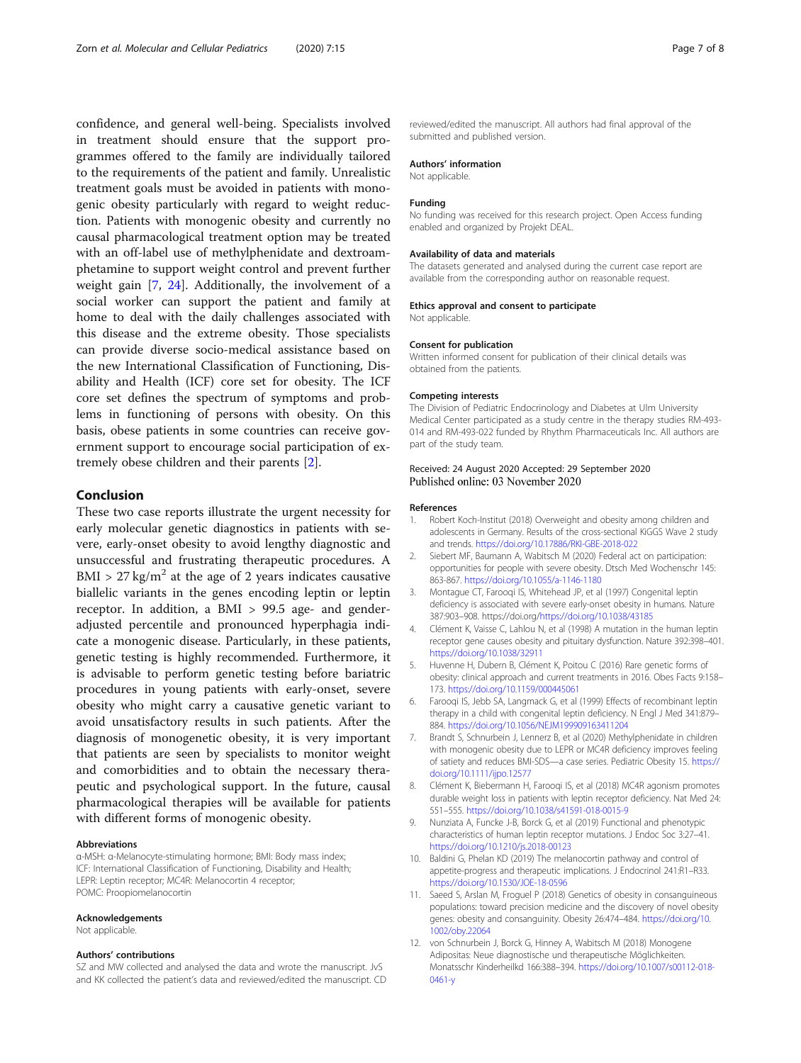confidence, and general well-being. Specialists involved in treatment should ensure that the support programmes offered to the family are individually tailored to the requirements of the patient and family. Unrealistic treatment goals must be avoided in patients with monogenic obesity particularly with regard to weight reduction. Patients with monogenic obesity and currently no causal pharmacological treatment option may be treated with an off-label use of methylphenidate and dextroamphetamine to support weight control and prevent further weight gain [7, 24]. Additionally, the involvement of a social worker can support the patient and family at home to deal with the daily challenges associated with this disease and the extreme obesity. Those specialists can provide diverse socio-medical assistance based on the new International Classification of Functioning, Disability and Health (ICF) core set for obesity. The ICF core set defines the spectrum of symptoms and problems in functioning of persons with obesity. On this basis, obese patients in some countries can receive government support to encourage social participation of extremely obese children and their parents [2].

## Conclusion

These two case reports illustrate the urgent necessity for early molecular genetic diagnostics in patients with severe, early-onset obesity to avoid lengthy diagnostic and unsuccessful and frustrating therapeutic procedures. A BMI > 27 kg/m$^2$ at the age of 2 years indicates causative biallelic variants in the genes encoding leptin or leptin receptor. In addition, a BMI > 99.5 age- and gender-adjusted percentile and pronounced hyperphagia indicate a monogenic disease. Particularly, in these patients, genetic testing is highly recommended. Furthermore, it is advisable to perform genetic testing before bariatric procedures in young patients with early-onset, severe obesity who might carry a causative genetic variant to avoid unsatisfactory results in such patients. After the diagnosis of monogenetic obesity, it is very important that patients are seen by specialists to monitor weight and comorbidities and to obtain the necessary therapeutic and psychological support. In the future, causal pharmacological therapies will be available for patients with different forms of monogenic obesity.

#### Abbreviations

α-MSH: α-Melanocyte-stimulating hormone; BMI: Body mass index; ICF: International Classification of Functioning, Disability and Health; LEPR: Leptin receptor; MC4R: Melanocortin 4 receptor; POMC: Proopiomelanocortin

#### Acknowledgements

Not applicable.

#### Authors' contributions

SZ and MW collected and analysed the data and wrote the manuscript. JvS and KK collected the patient's data and reviewed/edited the manuscript. CD reviewed/edited the manuscript. All authors had final approval of the submitted and published version.

#### Authors' information

Not applicable.

#### Funding

No funding was received for this research project. Open Access funding enabled and organized by Projekt DEAL.

#### Availability of data and materials

The datasets generated and analysed during the current case report are available from the corresponding author on reasonable request.

#### Ethics approval and consent to participate

Not applicable.

#### Consent for publication

Written informed consent for publication of their clinical details was obtained from the patients.

#### Competing interests

The Division of Pediatric Endocrinology and Diabetes at Ulm University Medical Center participated as a study centre in the therapy studies RM-493-014 and RM-493-022 funded by Rhythm Pharmaceuticals Inc. All authors are part of the study team.

Received: 24 August 2020 Accepted: 29 September 2020
Published online: 03 November 2020

#### References

1. Robert Koch-Institut (2018) Overweight and obesity among children and adolescents in Germany. Results of the cross-sectional KiGGS Wave 2 study and trends. https://doi.org/10.17886/RKI-GBE-2018-022
2. Siebert MF, Baumann A, Wabitsch M (2020) Federal act on participation: opportunities for people with severe obesity. Dtsch Med Wochenschr 145: 863-867. https://doi.org/10.1055/a-1146-1180
3. Montague CT, Farooqi IS, Whitehead JP, et al (1997) Congenital leptin deficiency is associated with severe early-onset obesity in humans. Nature 387:903–908. https://doi.org/https://doi.org/10.1038/43185
4. Clément K, Vaisse C, Lahlou N, et al (1998) A mutation in the human leptin receptor gene causes obesity and pituitary dysfunction. Nature 392:398–401. https://doi.org/10.1038/32911
5. Huvenne H, Dubern B, Clément K, Poitou C (2016) Rare genetic forms of obesity: clinical approach and current treatments in 2016. Obes Facts 9:158–173. https://doi.org/10.1159/000445061
6. Farooqi IS, Jebb SA, Langmack G, et al (1999) Effects of recombinant leptin therapy in a child with congenital leptin deficiency. N Engl J Med 341:879–884. https://doi.org/10.1056/NEJM199909163411204
7. Brandt S, Schnurbein J, Lennerz B, et al (2020) Methylphenidate in children with monogenic obesity due to LEPR or MC4R deficiency improves feeling of satiety and reduces BMI-SDS—a case series. Pediatric Obesity 15. https://doi.org/10.1111/ijpo.12577
8. Clément K, Biebermann H, Farooqi IS, et al (2018) MC4R agonism promotes durable weight loss in patients with leptin receptor deficiency. Nat Med 24: 551–555. https://doi.org/10.1038/s41591-018-0015-9
9. Nunziata A, Funcke J-B, Borck G, et al (2019) Functional and phenotypic characteristics of human leptin receptor mutations. J Endoc Soc 3:27–41. https://doi.org/10.1210/js.2018-00123
10. Baldini G, Phelan KD (2019) The melanocortin pathway and control of appetite-progress and therapeutic implications. J Endocrinol 241:R1–R33. https://doi.org/10.1530/JOE-18-0596
11. Saeed S, Arslan M, Froguel P (2018) Genetics of obesity in consanguineous populations: toward precision medicine and the discovery of novel obesity genes: obesity and consanguinity. Obesity 26:474–484. https://doi.org/10.1002/oby.22064
12. von Schnurbein J, Borck G, Hinney A, Wabitsch M (2018) Monogene Adipositas: Neue diagnostische und therapeutische Möglichkeiten. Monatsschr Kinderheilkd 166:388–394. https://doi.org/10.1007/s00112-018-0461-y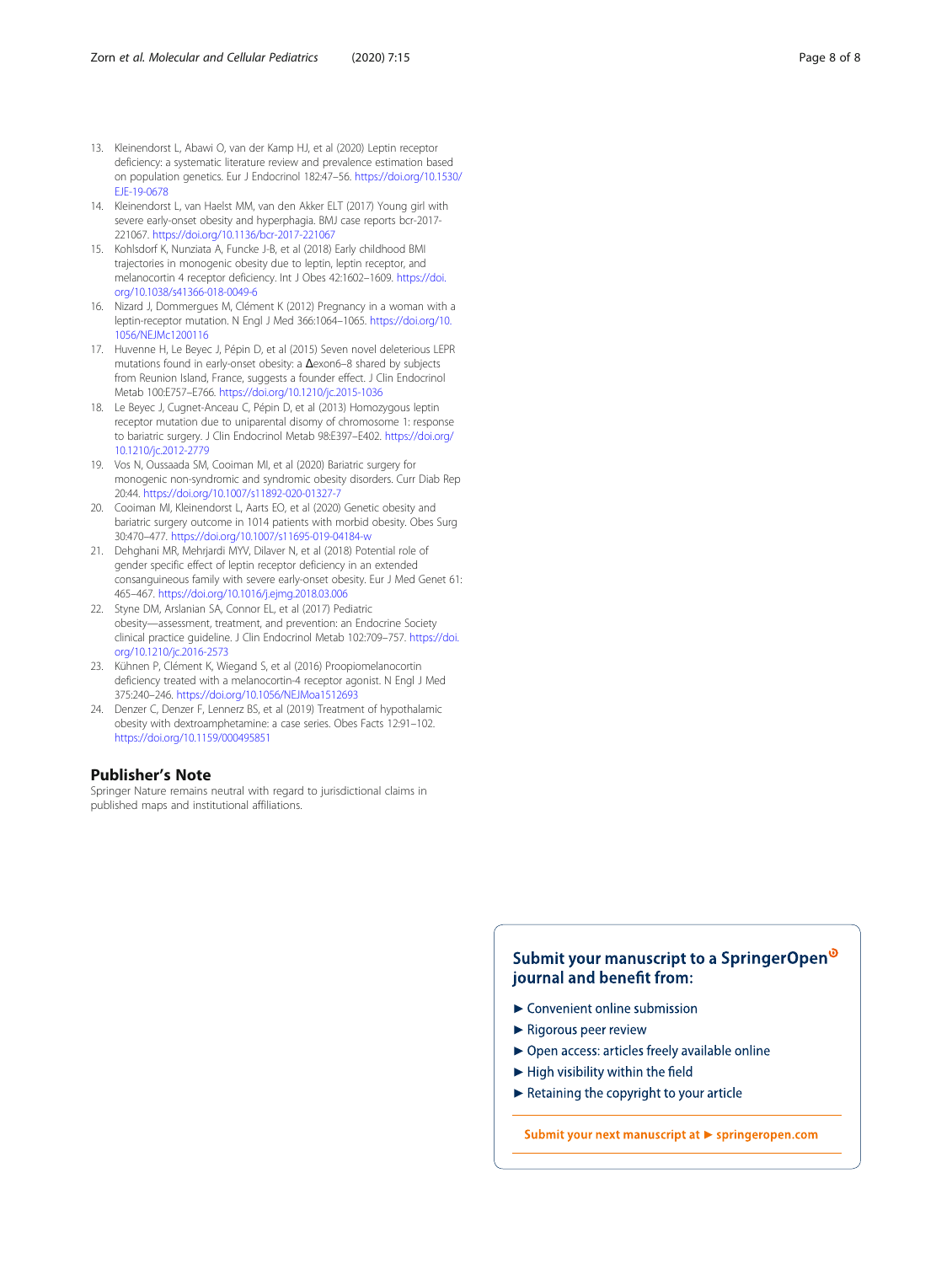13. Kleinendorst L, Abawi O, van der Kamp HJ, et al (2020) Leptin receptor deficiency: a systematic literature review and prevalence estimation based on population genetics. Eur J Endocrinol 182:47–56. https://doi.org/10.1530/EJE-19-0678
14. Kleinendorst L, van Haelst MM, van den Akker ELT (2017) Young girl with severe early-onset obesity and hyperphagia. BMJ case reports bcr-2017-221067. https://doi.org/10.1136/bcr-2017-221067
15. Kohlsdorf K, Nunziata A, Funcke J-B, et al (2018) Early childhood BMI trajectories in monogenic obesity due to leptin, leptin receptor, and melanocortin 4 receptor deficiency. Int J Obes 42:1602–1609. https://doi.org/10.1038/s41366-018-0049-6
16. Nizard J, Dommergues M, Clément K (2012) Pregnancy in a woman with a leptin-receptor mutation. N Engl J Med 366:1064–1065. https://doi.org/10.1056/NEJMc1200116
17. Huvenne H, Le Beyec J, Pépin D, et al (2015) Seven novel deleterious LEPR mutations found in early-onset obesity: a Δexon6–8 shared by subjects from Reunion Island, France, suggests a founder effect. J Clin Endocrinol Metab 100:E757–E766. https://doi.org/10.1210/jc.2015-1036
18. Le Beyec J, Cugnet-Anceau C, Pépin D, et al (2013) Homozygous leptin receptor mutation due to uniparental disomy of chromosome 1: response to bariatric surgery. J Clin Endocrinol Metab 98:E397–E402. https://doi.org/10.1210/jc.2012-2779
19. Vos N, Oussaada SM, Cooiman MI, et al (2020) Bariatric surgery for monogenic non-syndromic and syndromic obesity disorders. Curr Diab Rep 20:44. https://doi.org/10.1007/s11892-020-01327-7
20. Cooiman MI, Kleinendorst L, Aarts EO, et al (2020) Genetic obesity and bariatric surgery outcome in 1014 patients with morbid obesity. Obes Surg 30:470–477. https://doi.org/10.1007/s11695-019-04184-w
21. Dehghani MR, Mehrjardi MYV, Dilaver N, et al (2018) Potential role of gender specific effect of leptin receptor deficiency in an extended consanguineous family with severe early-onset obesity. Eur J Med Genet 61:465–467. https://doi.org/10.1016/j.ejmg.2018.03.006
22. Styne DM, Arslanian SA, Connor EL, et al (2017) Pediatric obesity—assessment, treatment, and prevention: an Endocrine Society clinical practice guideline. J Clin Endocrinol Metab 102:709–757. https://doi.org/10.1210/jc.2016-2573
23. Kühnen P, Clément K, Wiegand S, et al (2016) Proopiomelanocortin deficiency treated with a melanocortin-4 receptor agonist. N Engl J Med 375:240–246. https://doi.org/10.1056/NEJMoa1512693
24. Denzer C, Denzer F, Lennerz BS, et al (2019) Treatment of hypothalamic obesity with dextroamphetamine: a case series. Obes Facts 12:91–102. https://doi.org/10.1159/000495851

## Publisher's Note

Springer Nature remains neutral with regard to jurisdictional claims in published maps and institutional affiliations.

**Submit your manuscript to a SpringerOpen journal and benefit from:**

- Convenient online submission
- Rigorous peer review
- Open access: articles freely available online
- High visibility within the field
- Retaining the copyright to your article

**Submit your next manuscript at ▶ springeropen.com**